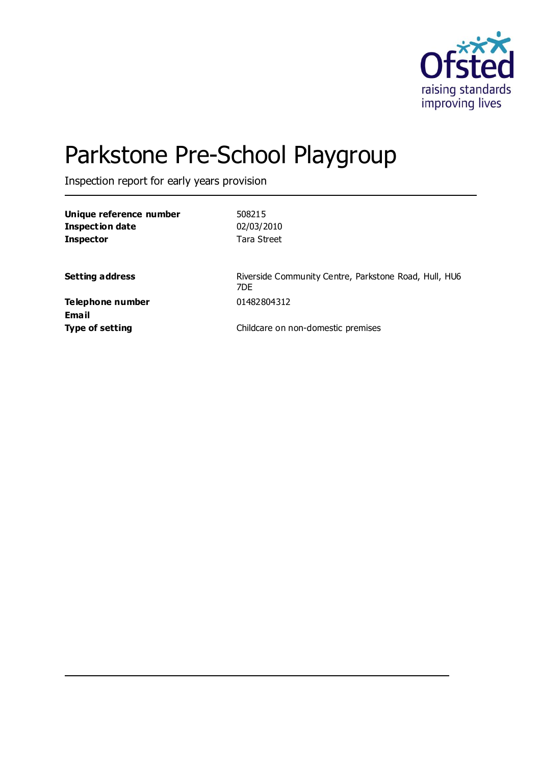# Parkstone Pre-School Playgroup

Inspection report for early years provision

| | |
|---|---|
| **Unique reference number** | 508215 |
| **Inspection date** | 02/03/2010 |
| **Inspector** | Tara Street |
| | |
| **Setting address** | Riverside Community Centre, Parkstone Road, Hull, HU6 7DE |
| **Telephone number** | 01482804312 |
| **Email** | |
| **Type of setting** | Childcare on non-domestic premises |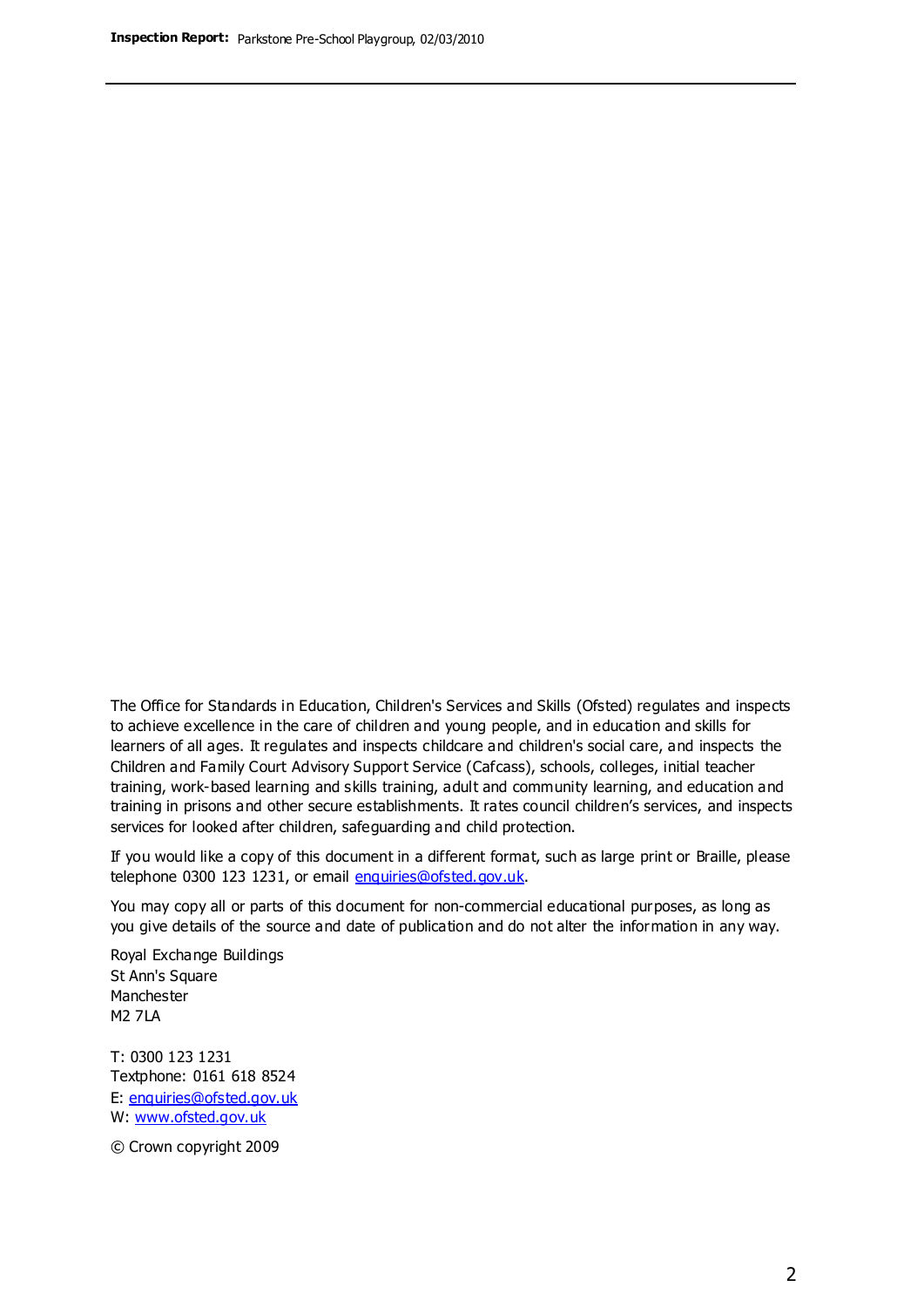The Office for Standards in Education, Children's Services and Skills (Ofsted) regulates and inspects to achieve excellence in the care of children and young people, and in education and skills for learners of all ages. It regulates and inspects childcare and children's social care, and inspects the Children and Family Court Advisory Support Service (Cafcass), schools, colleges, initial teacher training, work-based learning and skills training, adult and community learning, and education and training in prisons and other secure establishments. It rates council children's services, and inspects services for looked after children, safeguarding and child protection.

If you would like a copy of this document in a different format, such as large print or Braille, please telephone 0300 123 1231, or email enquiries@ofsted.gov.uk.

You may copy all or parts of this document for non-commercial educational purposes, as long as you give details of the source and date of publication and do not alter the information in any way.

Royal Exchange Buildings
St Ann's Square
Manchester
M2 7LA

T: 0300 123 1231
Textphone: 0161 618 8524
E: enquiries@ofsted.gov.uk
W: www.ofsted.gov.uk

© Crown copyright 2009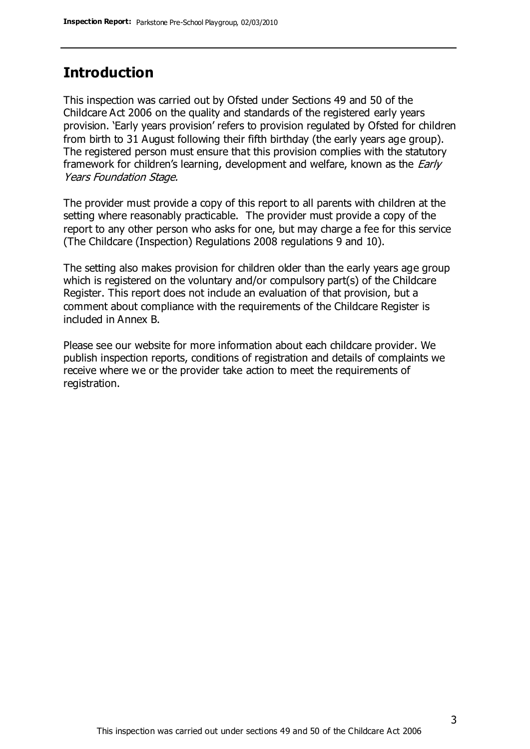## Introduction

This inspection was carried out by Ofsted under Sections 49 and 50 of the Childcare Act 2006 on the quality and standards of the registered early years provision. 'Early years provision' refers to provision regulated by Ofsted for children from birth to 31 August following their fifth birthday (the early years age group). The registered person must ensure that this provision complies with the statutory framework for children's learning, development and welfare, known as the *Early Years Foundation Stage.*

The provider must provide a copy of this report to all parents with children at the setting where reasonably practicable. The provider must provide a copy of the report to any other person who asks for one, but may charge a fee for this service (The Childcare (Inspection) Regulations 2008 regulations 9 and 10).

The setting also makes provision for children older than the early years age group which is registered on the voluntary and/or compulsory part(s) of the Childcare Register. This report does not include an evaluation of that provision, but a comment about compliance with the requirements of the Childcare Register is included in Annex B.

Please see our website for more information about each childcare provider. We publish inspection reports, conditions of registration and details of complaints we receive where we or the provider take action to meet the requirements of registration.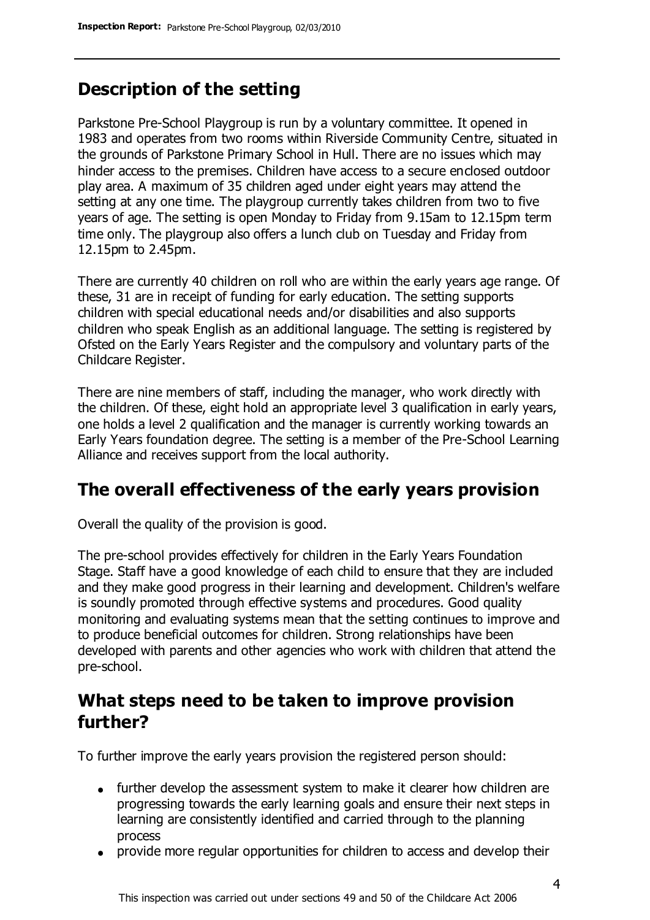## Description of the setting

Parkstone Pre-School Playgroup is run by a voluntary committee. It opened in 1983 and operates from two rooms within Riverside Community Centre, situated in the grounds of Parkstone Primary School in Hull. There are no issues which may hinder access to the premises. Children have access to a secure enclosed outdoor play area. A maximum of 35 children aged under eight years may attend the setting at any one time. The playgroup currently takes children from two to five years of age. The setting is open Monday to Friday from 9.15am to 12.15pm term time only. The playgroup also offers a lunch club on Tuesday and Friday from 12.15pm to 2.45pm.

There are currently 40 children on roll who are within the early years age range. Of these, 31 are in receipt of funding for early education. The setting supports children with special educational needs and/or disabilities and also supports children who speak English as an additional language. The setting is registered by Ofsted on the Early Years Register and the compulsory and voluntary parts of the Childcare Register.

There are nine members of staff, including the manager, who work directly with the children. Of these, eight hold an appropriate level 3 qualification in early years, one holds a level 2 qualification and the manager is currently working towards an Early Years foundation degree. The setting is a member of the Pre-School Learning Alliance and receives support from the local authority.

## The overall effectiveness of the early years provision

Overall the quality of the provision is good.

The pre-school provides effectively for children in the Early Years Foundation Stage. Staff have a good knowledge of each child to ensure that they are included and they make good progress in their learning and development. Children's welfare is soundly promoted through effective systems and procedures. Good quality monitoring and evaluating systems mean that the setting continues to improve and to produce beneficial outcomes for children. Strong relationships have been developed with parents and other agencies who work with children that attend the pre-school.

## What steps need to be taken to improve provision further?

To further improve the early years provision the registered person should:

- further develop the assessment system to make it clearer how children are progressing towards the early learning goals and ensure their next steps in learning are consistently identified and carried through to the planning process
- provide more regular opportunities for children to access and develop their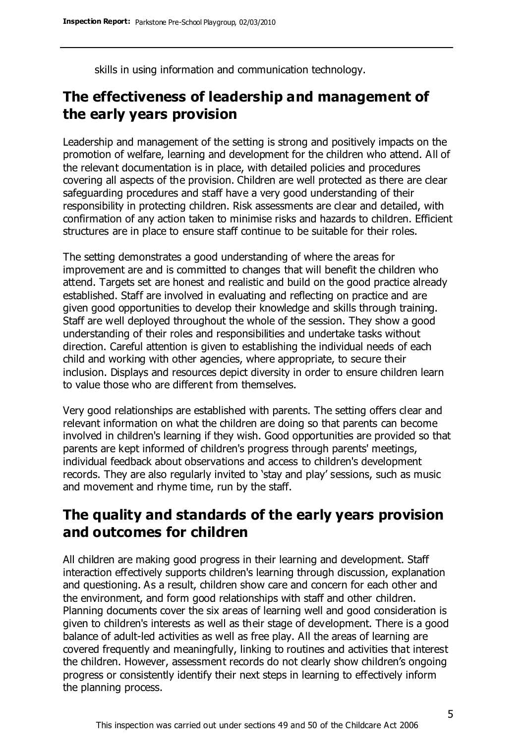skills in using information and communication technology.

## The effectiveness of leadership and management of the early years provision

Leadership and management of the setting is strong and positively impacts on the promotion of welfare, learning and development for the children who attend. All of the relevant documentation is in place, with detailed policies and procedures covering all aspects of the provision. Children are well protected as there are clear safeguarding procedures and staff have a very good understanding of their responsibility in protecting children. Risk assessments are clear and detailed, with confirmation of any action taken to minimise risks and hazards to children. Efficient structures are in place to ensure staff continue to be suitable for their roles.

The setting demonstrates a good understanding of where the areas for improvement are and is committed to changes that will benefit the children who attend. Targets set are honest and realistic and build on the good practice already established. Staff are involved in evaluating and reflecting on practice and are given good opportunities to develop their knowledge and skills through training. Staff are well deployed throughout the whole of the session. They show a good understanding of their roles and responsibilities and undertake tasks without direction. Careful attention is given to establishing the individual needs of each child and working with other agencies, where appropriate, to secure their inclusion. Displays and resources depict diversity in order to ensure children learn to value those who are different from themselves.

Very good relationships are established with parents. The setting offers clear and relevant information on what the children are doing so that parents can become involved in children's learning if they wish. Good opportunities are provided so that parents are kept informed of children's progress through parents' meetings, individual feedback about observations and access to children's development records. They are also regularly invited to 'stay and play' sessions, such as music and movement and rhyme time, run by the staff.

## The quality and standards of the early years provision and outcomes for children

All children are making good progress in their learning and development. Staff interaction effectively supports children's learning through discussion, explanation and questioning. As a result, children show care and concern for each other and the environment, and form good relationships with staff and other children. Planning documents cover the six areas of learning well and good consideration is given to children's interests as well as their stage of development. There is a good balance of adult-led activities as well as free play. All the areas of learning are covered frequently and meaningfully, linking to routines and activities that interest the children. However, assessment records do not clearly show children's ongoing progress or consistently identify their next steps in learning to effectively inform the planning process.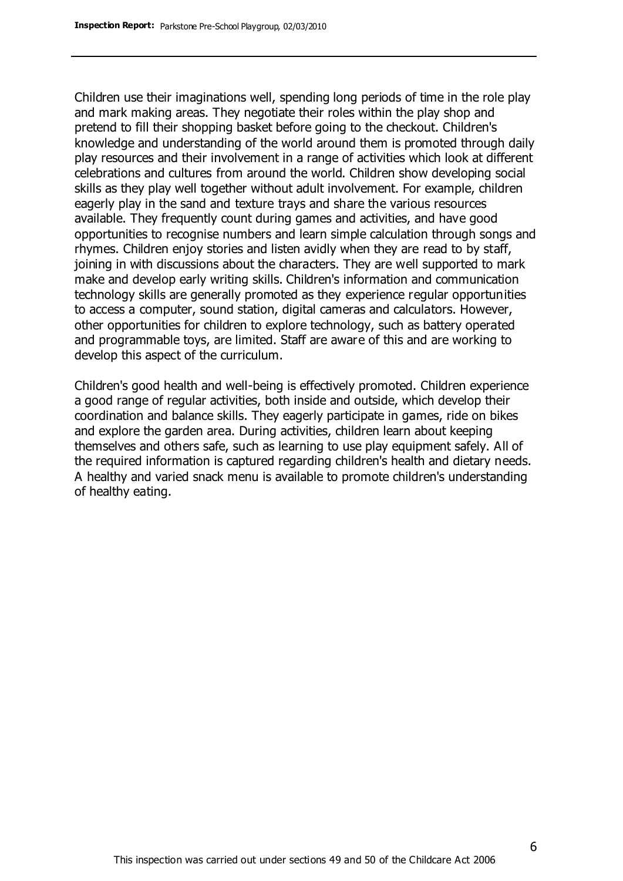Children use their imaginations well, spending long periods of time in the role play and mark making areas. They negotiate their roles within the play shop and pretend to fill their shopping basket before going to the checkout. Children's knowledge and understanding of the world around them is promoted through daily play resources and their involvement in a range of activities which look at different celebrations and cultures from around the world. Children show developing social skills as they play well together without adult involvement. For example, children eagerly play in the sand and texture trays and share the various resources available. They frequently count during games and activities, and have good opportunities to recognise numbers and learn simple calculation through songs and rhymes. Children enjoy stories and listen avidly when they are read to by staff, joining in with discussions about the characters. They are well supported to mark make and develop early writing skills. Children's information and communication technology skills are generally promoted as they experience regular opportunities to access a computer, sound station, digital cameras and calculators. However, other opportunities for children to explore technology, such as battery operated and programmable toys, are limited. Staff are aware of this and are working to develop this aspect of the curriculum.

Children's good health and well-being is effectively promoted. Children experience a good range of regular activities, both inside and outside, which develop their coordination and balance skills. They eagerly participate in games, ride on bikes and explore the garden area. During activities, children learn about keeping themselves and others safe, such as learning to use play equipment safely. All of the required information is captured regarding children's health and dietary needs. A healthy and varied snack menu is available to promote children's understanding of healthy eating.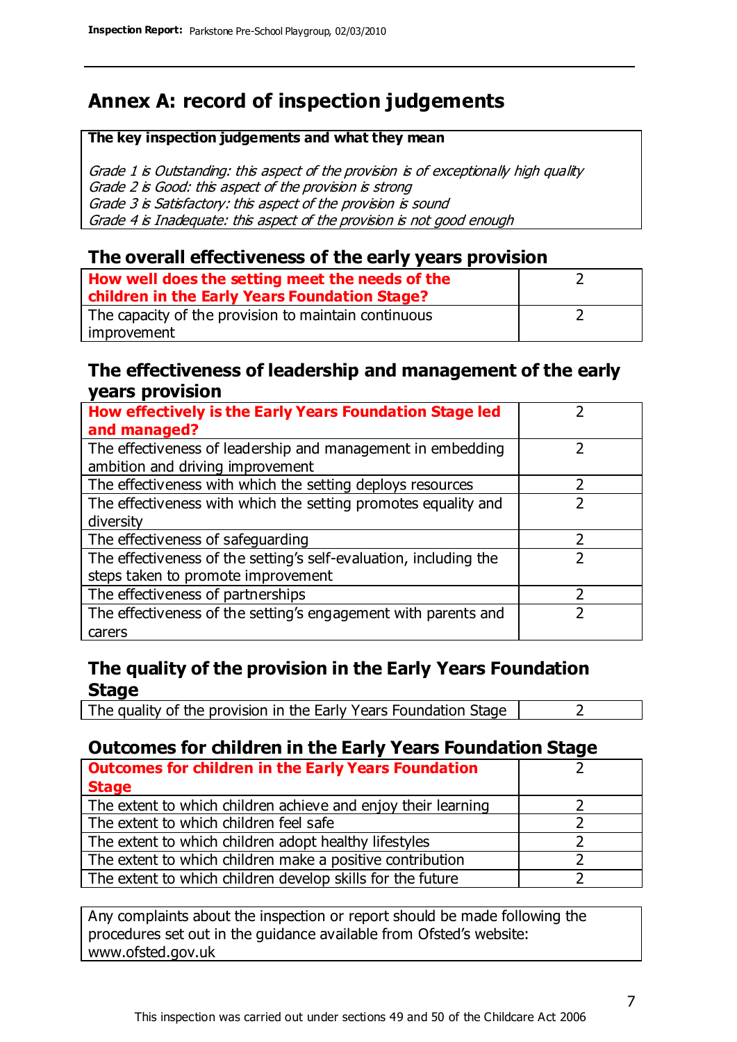# Annex A: record of inspection judgements

**The key inspection judgements and what they mean**

*Grade 1 is Outstanding: this aspect of the provision is of exceptionally high quality*
*Grade 2 is Good: this aspect of the provision is strong*
*Grade 3 is Satisfactory: this aspect of the provision is sound*
*Grade 4 is Inadequate: this aspect of the provision is not good enough*

## The overall effectiveness of the early years provision

| | |
|---|---|
| **How well does the setting meet the needs of the children in the Early Years Foundation Stage?** | 2 |
| The capacity of the provision to maintain continuous improvement | 2 |

## The effectiveness of leadership and management of the early years provision

| | |
|---|---|
| **How effectively is the Early Years Foundation Stage led and managed?** | 2 |
| The effectiveness of leadership and management in embedding ambition and driving improvement | 2 |
| The effectiveness with which the setting deploys resources | 2 |
| The effectiveness with which the setting promotes equality and diversity | 2 |
| The effectiveness of safeguarding | 2 |
| The effectiveness of the setting's self-evaluation, including the steps taken to promote improvement | 2 |
| The effectiveness of partnerships | 2 |
| The effectiveness of the setting's engagement with parents and carers | 2 |

## The quality of the provision in the Early Years Foundation Stage

| | |
|---|---|
| The quality of the provision in the Early Years Foundation Stage | 2 |

## Outcomes for children in the Early Years Foundation Stage

| | |
|---|---|
| **Outcomes for children in the Early Years Foundation Stage** | 2 |
| The extent to which children achieve and enjoy their learning | 2 |
| The extent to which children feel safe | 2 |
| The extent to which children adopt healthy lifestyles | 2 |
| The extent to which children make a positive contribution | 2 |
| The extent to which children develop skills for the future | 2 |

Any complaints about the inspection or report should be made following the procedures set out in the guidance available from Ofsted's website: www.ofsted.gov.uk

This inspection was carried out under sections 49 and 50 of the Childcare Act 2006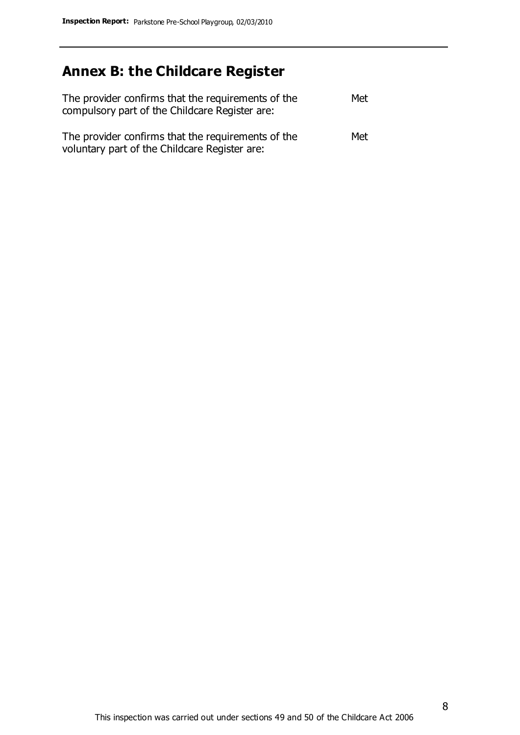## Annex B: the Childcare Register

| | |
|---|---|
| The provider confirms that the requirements of the compulsory part of the Childcare Register are: | Met |
| The provider confirms that the requirements of the voluntary part of the Childcare Register are: | Met |

This inspection was carried out under sections 49 and 50 of the Childcare Act 2006